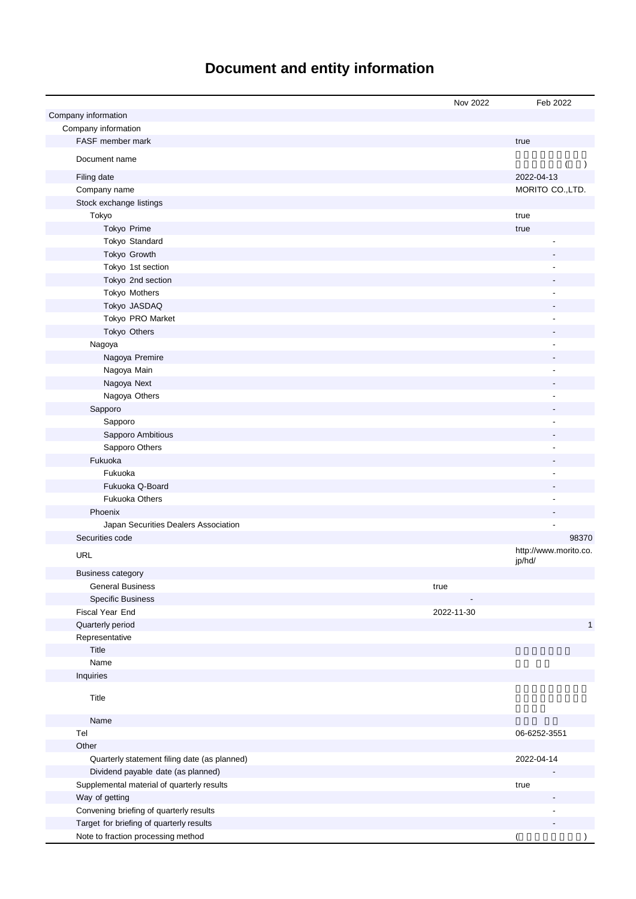# Document and entity information

| | Nov 2022 | Feb 2022 |
|---|---|---|
| Company information | | |
| Company information | | |
| FASF member mark | | true |
| Document name | | ( ) |
| Filing date | | 2022-04-13 |
| Company name | | MORITO CO.,LTD. |
| Stock exchange listings | | |
| Tokyo | | true |
| Tokyo Prime | | true |
| Tokyo Standard | | - |
| Tokyo Growth | | - |
| Tokyo 1st section | | - |
| Tokyo 2nd section | | - |
| Tokyo Mothers | | - |
| Tokyo JASDAQ | | - |
| Tokyo PRO Market | | - |
| Tokyo Others | | - |
| Nagoya | | - |
| Nagoya Premire | | - |
| Nagoya Main | | - |
| Nagoya Next | | - |
| Nagoya Others | | - |
| Sapporo | | - |
| Sapporo | | - |
| Sapporo Ambitious | | - |
| Sapporo Others | | - |
| Fukuoka | | - |
| Fukuoka | | - |
| Fukuoka Q-Board | | - |
| Fukuoka Others | | - |
| Phoenix | | - |
| Japan Securities Dealers Association | | - |
| Securities code | | 98370 |
| URL | | http://www.morito.co.jp/hd/ |
| Business category | | |
| General Business | true | |
| Specific Business | - | |
| Fiscal Year End | 2022-11-30 | |
| Quarterly period | | 1 |
| Representative | | |
| Title | | |
| Name | | |
| Inquiries | | |
| Title | | |
| Name | | |
| Tel | | 06-6252-3551 |
| Other | | |
| Quarterly statement filing date (as planned) | | 2022-04-14 |
| Dividend payable date (as planned) | | - |
| Supplemental material of quarterly results | | true |
| Way of getting | | - |
| Convening briefing of quarterly results | | - |
| Target for briefing of quarterly results | | - |
| Note to fraction processing method | | ( ) |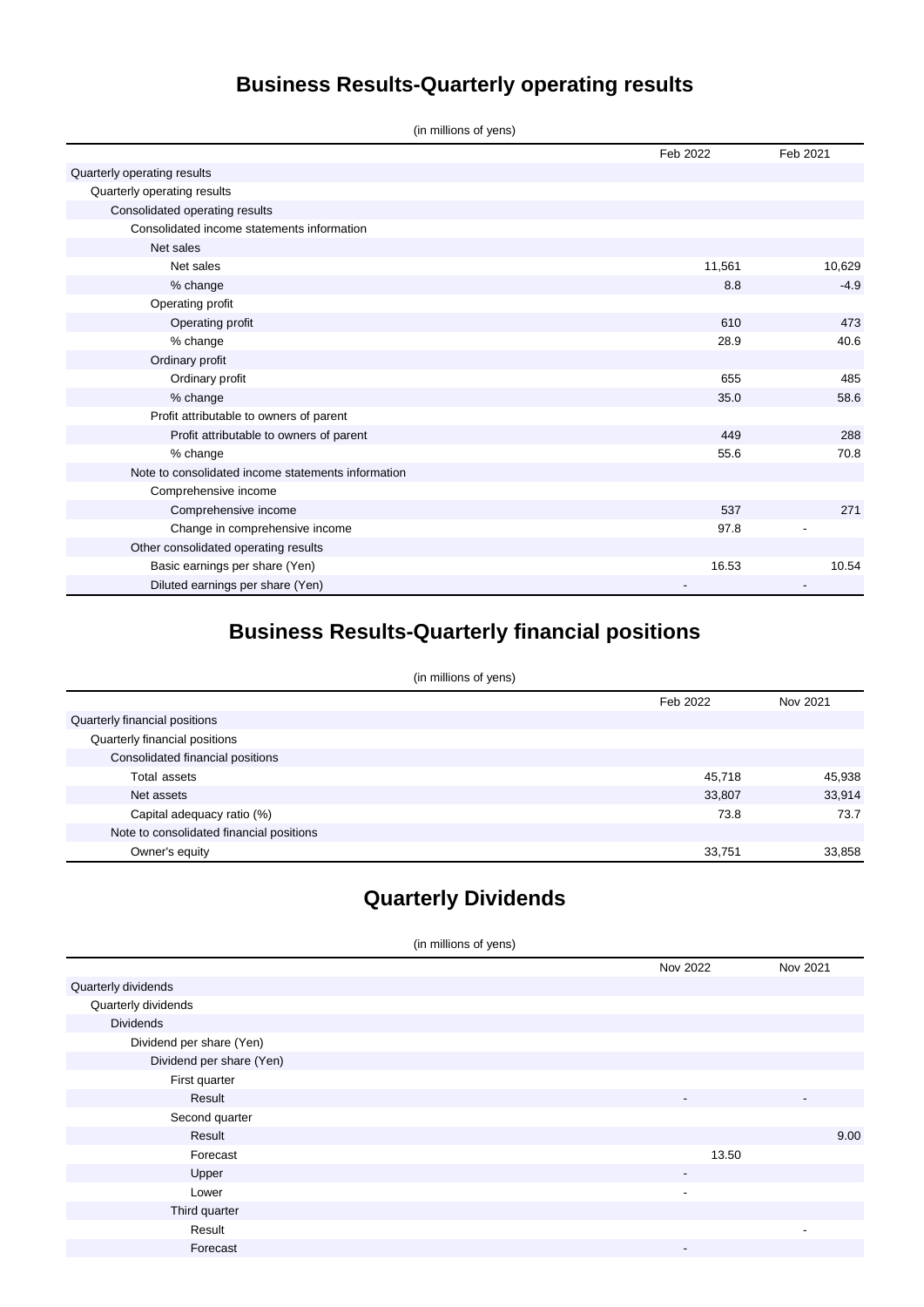# Business Results-Quarterly operating results

(in millions of yens)

| | Feb 2022 | Feb 2021 |
|---|---|---|
| Quarterly operating results | | |
| Quarterly operating results | | |
| Consolidated operating results | | |
| Consolidated income statements information | | |
| Net sales | | |
| Net sales | 11,561 | 10,629 |
| % change | 8.8 | -4.9 |
| Operating profit | | |
| Operating profit | 610 | 473 |
| % change | 28.9 | 40.6 |
| Ordinary profit | | |
| Ordinary profit | 655 | 485 |
| % change | 35.0 | 58.6 |
| Profit attributable to owners of parent | | |
| Profit attributable to owners of parent | 449 | 288 |
| % change | 55.6 | 70.8 |
| Note to consolidated income statements information | | |
| Comprehensive income | | |
| Comprehensive income | 537 | 271 |
| Change in comprehensive income | 97.8 | - |
| Other consolidated operating results | | |
| Basic earnings per share (Yen) | 16.53 | 10.54 |
| Diluted earnings per share (Yen) | - | - |

# Business Results-Quarterly financial positions

(in millions of yens)

| | Feb 2022 | Nov 2021 |
|---|---|---|
| Quarterly financial positions | | |
| Quarterly financial positions | | |
| Consolidated financial positions | | |
| Total assets | 45,718 | 45,938 |
| Net assets | 33,807 | 33,914 |
| Capital adequacy ratio (%) | 73.8 | 73.7 |
| Note to consolidated financial positions | | |
| Owner's equity | 33,751 | 33,858 |

# Quarterly Dividends

(in millions of yens)

| | Nov 2022 | Nov 2021 |
|---|---|---|
| Quarterly dividends | | |
| Quarterly dividends | | |
| Dividends | | |
| Dividend per share (Yen) | | |
| Dividend per share (Yen) | | |
| First quarter | | |
| Result | - | - |
| Second quarter | | |
| Result | | 9.00 |
| Forecast | 13.50 | |
| Upper | - | |
| Lower | - | |
| Third quarter | | |
| Result | | - |
| Forecast | - | |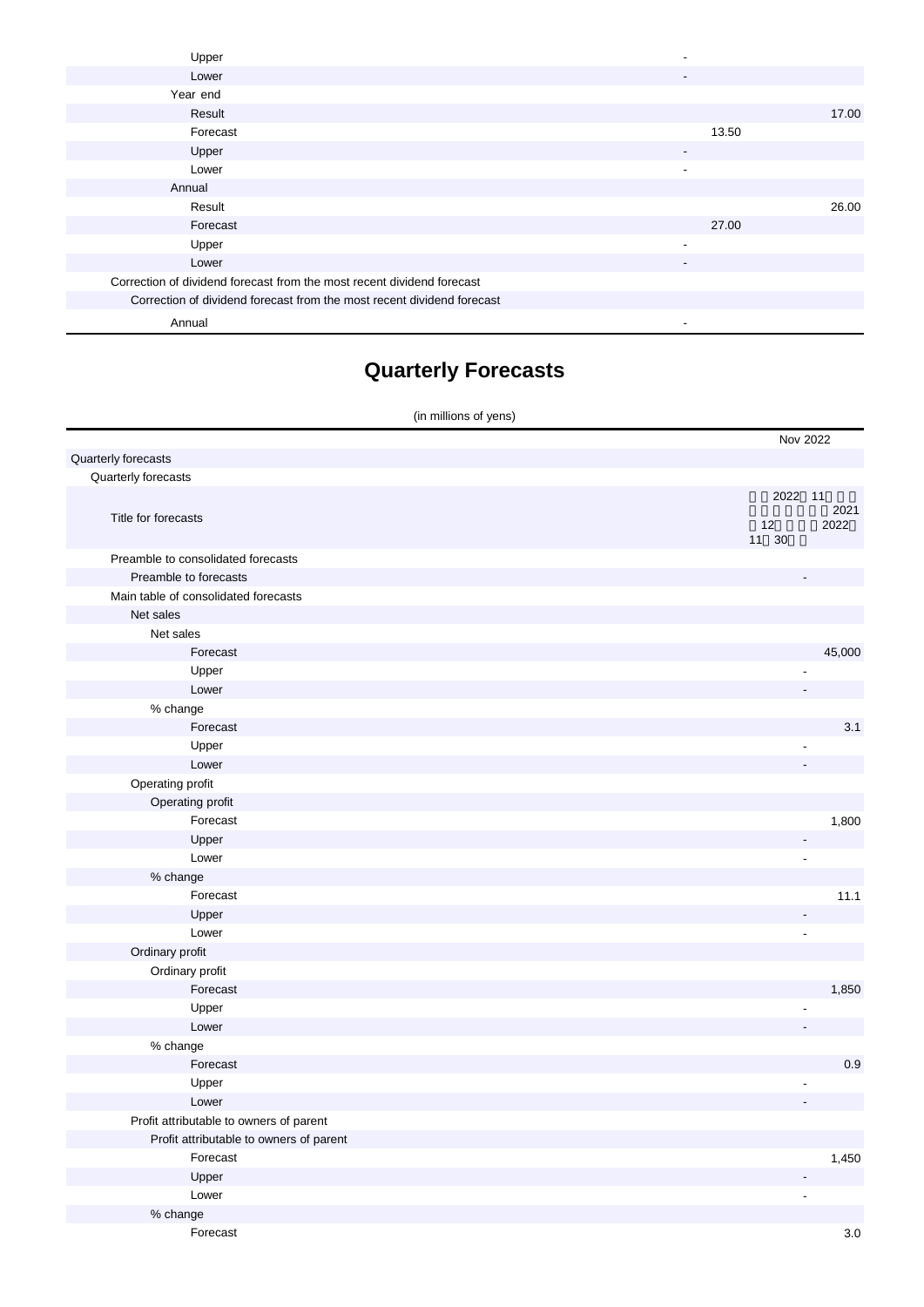| | | |
|---|---|---|
| Upper | - | |
| Lower | - | |
| Year end | | |
| Result | | 17.00 |
| Forecast | 13.50 | |
| Upper | - | |
| Lower | - | |
| Annual | | |
| Result | | 26.00 |
| Forecast | 27.00 | |
| Upper | - | |
| Lower | - | |
| Correction of dividend forecast from the most recent dividend forecast | | |
| Correction of dividend forecast from the most recent dividend forecast | | |
| Annual | - | |

# Quarterly Forecasts

(in millions of yens)

| | Nov 2022 |
|---|---|
| Quarterly forecasts | |
| Quarterly forecasts | |
| Title for forecasts | 2022 11 2021 12 2022 11 30 |
| Preamble to consolidated forecasts | |
| Preamble to forecasts | - |
| Main table of consolidated forecasts | |
| Net sales | |
| Net sales | |
| Forecast | 45,000 |
| Upper | - |
| Lower | - |
| % change | |
| Forecast | 3.1 |
| Upper | - |
| Lower | - |
| Operating profit | |
| Operating profit | |
| Forecast | 1,800 |
| Upper | - |
| Lower | - |
| % change | |
| Forecast | 11.1 |
| Upper | - |
| Lower | - |
| Ordinary profit | |
| Ordinary profit | |
| Forecast | 1,850 |
| Upper | - |
| Lower | - |
| % change | |
| Forecast | 0.9 |
| Upper | - |
| Lower | - |
| Profit attributable to owners of parent | |
| Profit attributable to owners of parent | |
| Forecast | 1,450 |
| Upper | - |
| Lower | - |
| % change | |
| Forecast | 3.0 |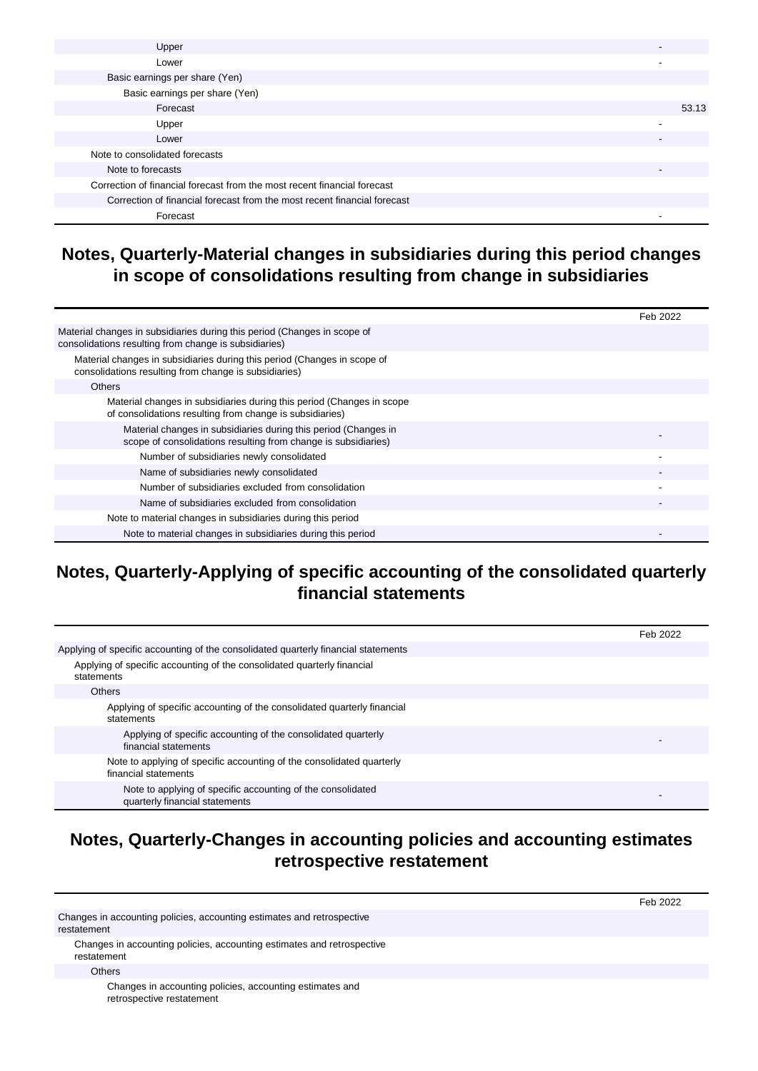| | |
|---|---|
| Upper | - |
| Lower | - |
| Basic earnings per share (Yen) | |
| Basic earnings per share (Yen) | |
| Forecast | 53.13 |
| Upper | - |
| Lower | - |
| Note to consolidated forecasts | |
| Note to forecasts | - |
| Correction of financial forecast from the most recent financial forecast | |
| Correction of financial forecast from the most recent financial forecast | |
| Forecast | - |

## Notes, Quarterly-Material changes in subsidiaries during this period changes in scope of consolidations resulting from change in subsidiaries

| | Feb 2022 |
|---|---|
| Material changes in subsidiaries during this period (Changes in scope of consolidations resulting from change is subsidiaries) | |
| Material changes in subsidiaries during this period (Changes in scope of consolidations resulting from change is subsidiaries) | |
| Others | |
| Material changes in subsidiaries during this period (Changes in scope of consolidations resulting from change is subsidiaries) | |
| Material changes in subsidiaries during this period (Changes in scope of consolidations resulting from change is subsidiaries) | - |
| Number of subsidiaries newly consolidated | - |
| Name of subsidiaries newly consolidated | - |
| Number of subsidiaries excluded from consolidation | - |
| Name of subsidiaries excluded from consolidation | - |
| Note to material changes in subsidiaries during this period | |
| Note to material changes in subsidiaries during this period | - |

## Notes, Quarterly-Applying of specific accounting of the consolidated quarterly financial statements

| | Feb 2022 |
|---|---|
| Applying of specific accounting of the consolidated quarterly financial statements | |
| Applying of specific accounting of the consolidated quarterly financial statements | |
| Others | |
| Applying of specific accounting of the consolidated quarterly financial statements | |
| Applying of specific accounting of the consolidated quarterly financial statements | - |
| Note to applying of specific accounting of the consolidated quarterly financial statements | |
| Note to applying of specific accounting of the consolidated quarterly financial statements | - |

## Notes, Quarterly-Changes in accounting policies and accounting estimates retrospective restatement

| | Feb 2022 |
|---|---|
| Changes in accounting policies, accounting estimates and retrospective restatement | |
| Changes in accounting policies, accounting estimates and retrospective restatement | |
| Others | |
| Changes in accounting policies, accounting estimates and retrospective restatement | |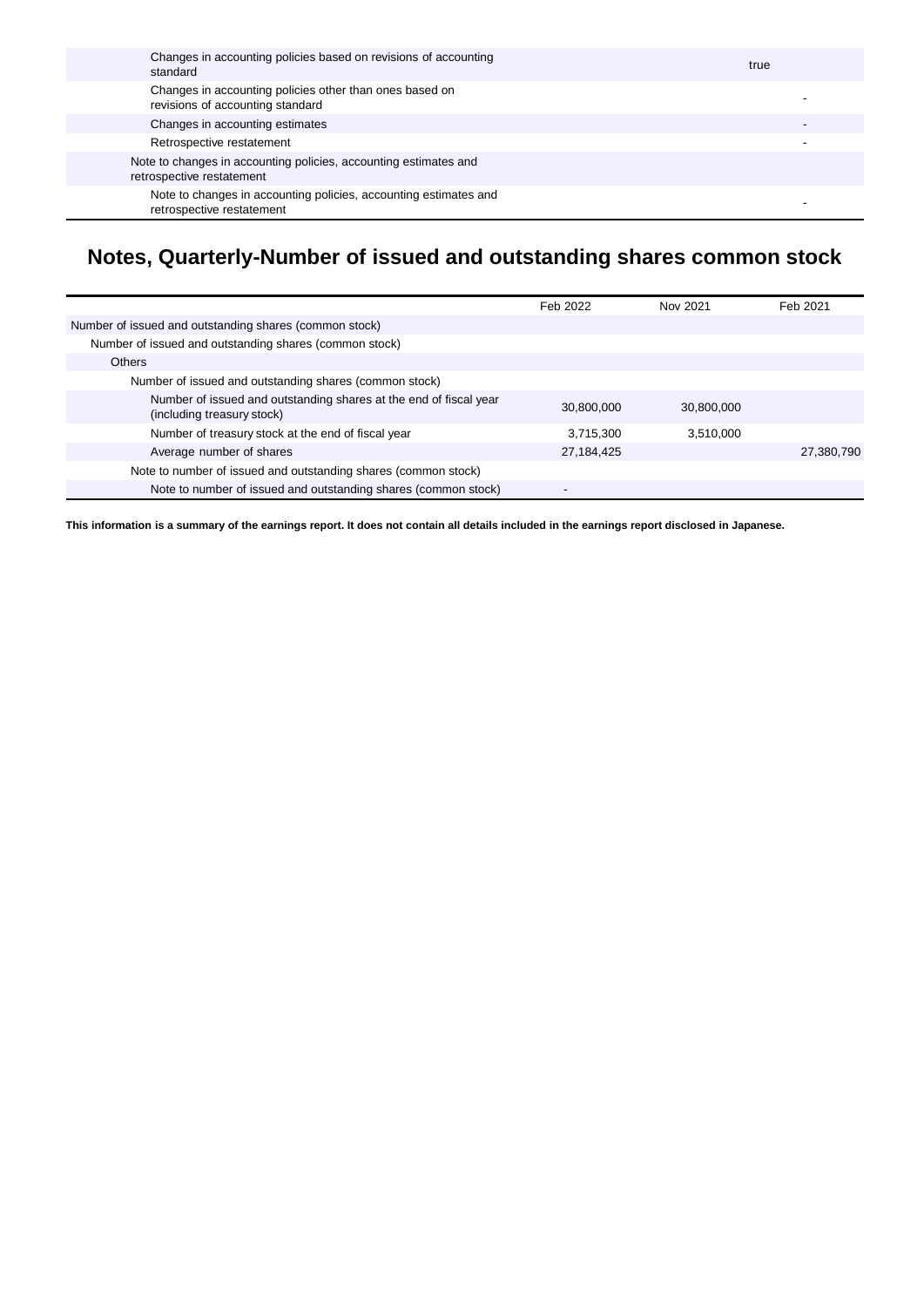| | |
|---|---|
| Changes in accounting policies based on revisions of accounting standard | true |
| Changes in accounting policies other than ones based on revisions of accounting standard | - |
| Changes in accounting estimates | - |
| Retrospective restatement | - |
| Note to changes in accounting policies, accounting estimates and retrospective restatement | |
| Note to changes in accounting policies, accounting estimates and retrospective restatement | - |

## Notes, Quarterly-Number of issued and outstanding shares common stock

| | Feb 2022 | Nov 2021 | Feb 2021 |
|---|---|---|---|
| Number of issued and outstanding shares (common stock) | | | |
| Number of issued and outstanding shares (common stock) | | | |
| Others | | | |
| Number of issued and outstanding shares (common stock) | | | |
| Number of issued and outstanding shares at the end of fiscal year (including treasury stock) | 30,800,000 | 30,800,000 | |
| Number of treasury stock at the end of fiscal year | 3,715,300 | 3,510,000 | |
| Average number of shares | 27,184,425 | | 27,380,790 |
| Note to number of issued and outstanding shares (common stock) | | | |
| Note to number of issued and outstanding shares (common stock) | - | | |

**This information is a summary of the earnings report. It does not contain all details included in the earnings report disclosed in Japanese.**